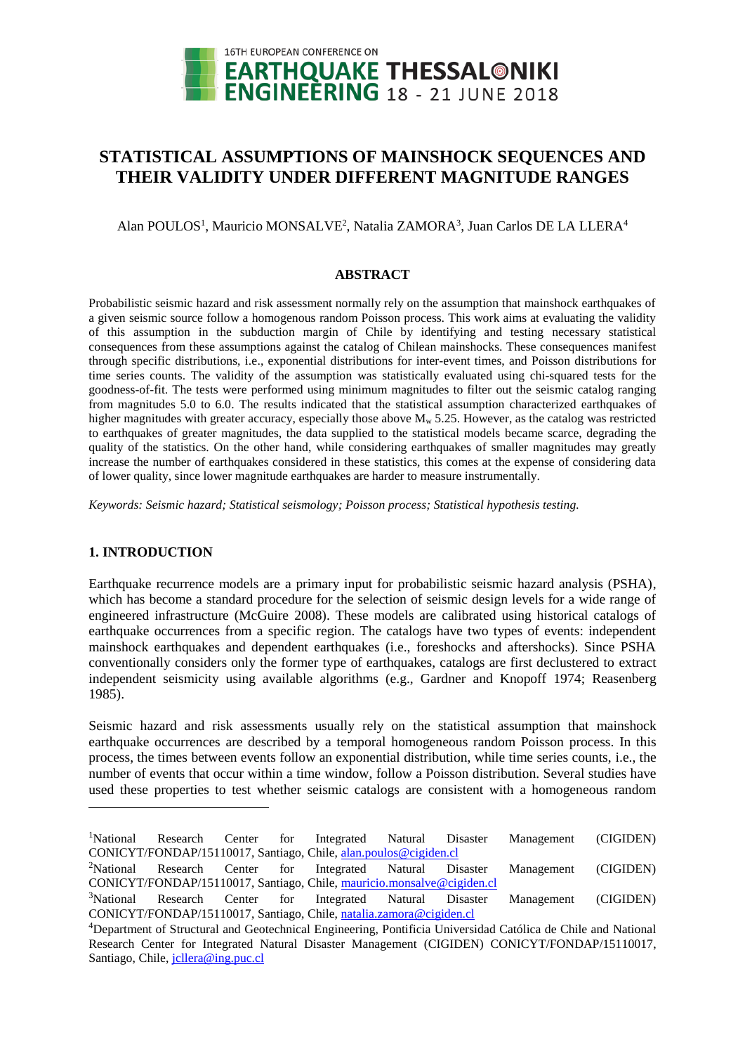# STATISTICAL ASSUMPTIONS OF MAINSHOCK SEQUENCES AND THEIR VALIDITY UNDER DIFFERENT MAGNITUDE RANGES

Alan POULOS[1], Mauricio MONSALVE[2], Natalia ZAMORA[3], Juan Carlos DE LA LLERA[4]

### ABSTRACT

Probabilistic seismic hazard and risk assessment normally rely on the assumption that mainshock earthquakes of a given seismic source follow a homogenous random Poisson process. This work aims at evaluating the validity of this assumption in the subduction margin of Chile by identifying and testing necessary statistical consequences from these assumptions against the catalog of Chilean mainshocks. These consequences manifest through specific distributions, i.e., exponential distributions for inter-event times, and Poisson distributions for time series counts. The validity of the assumption was statistically evaluated using chi-squared tests for the goodness-of-fit. The tests were performed using minimum magnitudes to filter out the seismic catalog ranging from magnitudes 5.0 to 6.0. The results indicated that the statistical assumption characterized earthquakes of higher magnitudes with greater accuracy, especially those above $M_w$ 5.25. However, as the catalog was restricted to earthquakes of greater magnitudes, the data supplied to the statistical models became scarce, degrading the quality of the statistics. On the other hand, while considering earthquakes of smaller magnitudes may greatly increase the number of earthquakes considered in these statistics, this comes at the expense of considering data of lower quality, since lower magnitude earthquakes are harder to measure instrumentally.

*Keywords: Seismic hazard; Statistical seismology; Poisson process; Statistical hypothesis testing.*

## 1. INTRODUCTION

Earthquake recurrence models are a primary input for probabilistic seismic hazard analysis (PSHA), which has become a standard procedure for the selection of seismic design levels for a wide range of engineered infrastructure (McGuire 2008). These models are calibrated using historical catalogs of earthquake occurrences from a specific region. The catalogs have two types of events: independent mainshock earthquakes and dependent earthquakes (i.e., foreshocks and aftershocks). Since PSHA conventionally considers only the former type of earthquakes, catalogs are first declustered to extract independent seismicity using available algorithms (e.g., Gardner and Knopoff 1974; Reasenberg 1985).

Seismic hazard and risk assessments usually rely on the statistical assumption that mainshock earthquake occurrences are described by a temporal homogeneous random Poisson process. In this process, the times between events follow an exponential distribution, while time series counts, i.e., the number of events that occur within a time window, follow a Poisson distribution. Several studies have used these properties to test whether seismic catalogs are consistent with a homogeneous random

---

[1]National Research Center for Integrated Natural Disaster Management (CIGIDEN) CONICYT/FONDAP/15110017, Santiago, Chile, alan.poulos@cigiden.cl

[2]National Research Center for Integrated Natural Disaster Management (CIGIDEN) CONICYT/FONDAP/15110017, Santiago, Chile, mauricio.monsalve@cigiden.cl

[3]National Research Center for Integrated Natural Disaster Management (CIGIDEN) CONICYT/FONDAP/15110017, Santiago, Chile, natalia.zamora@cigiden.cl

[4]Department of Structural and Geotechnical Engineering, Pontificia Universidad Católica de Chile and National Research Center for Integrated Natural Disaster Management (CIGIDEN) CONICYT/FONDAP/15110017, Santiago, Chile, jcllera@ing.puc.cl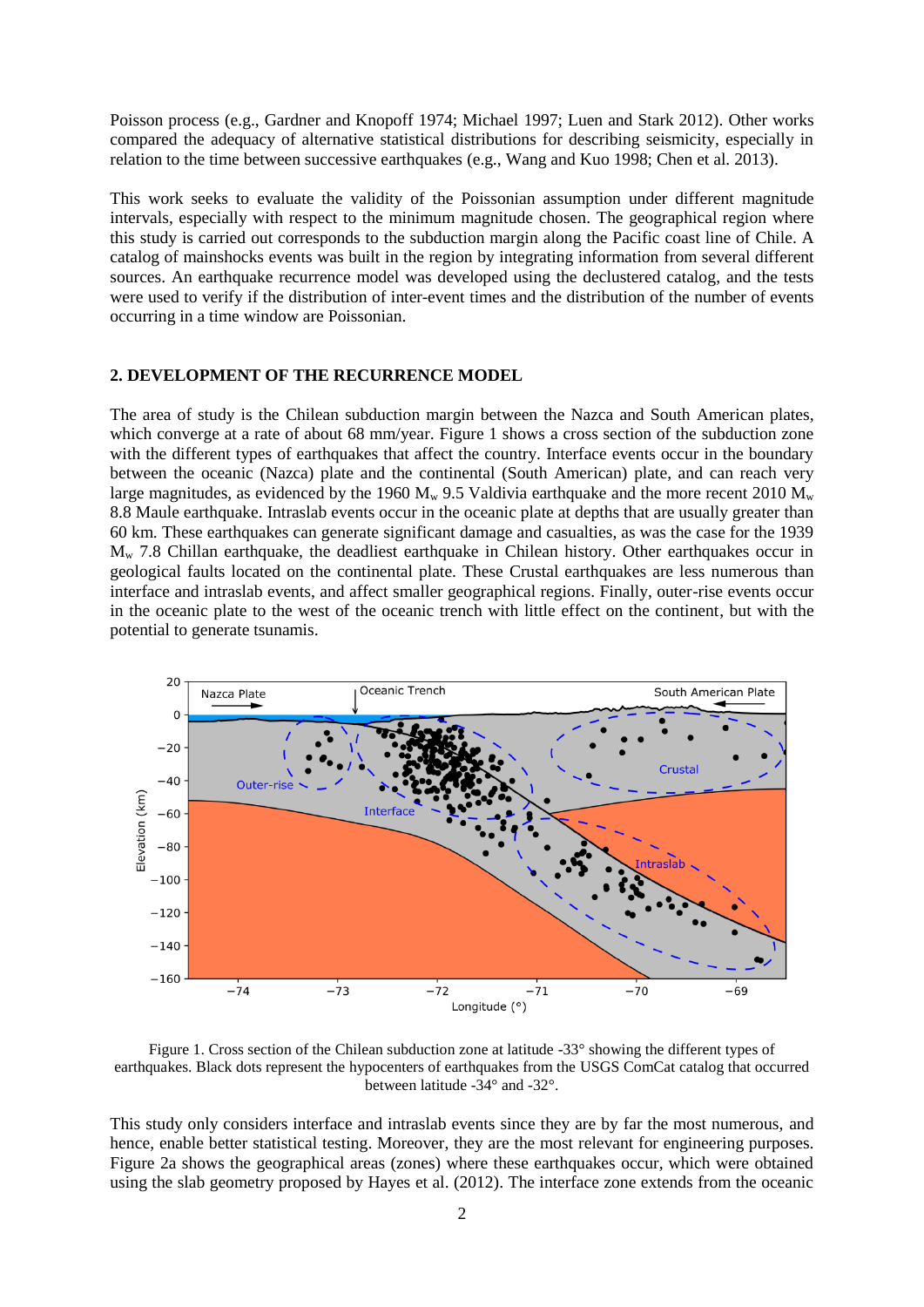Poisson process (e.g., Gardner and Knopoff 1974; Michael 1997; Luen and Stark 2012). Other works compared the adequacy of alternative statistical distributions for describing seismicity, especially in relation to the time between successive earthquakes (e.g., Wang and Kuo 1998; Chen et al. 2013).

This work seeks to evaluate the validity of the Poissonian assumption under different magnitude intervals, especially with respect to the minimum magnitude chosen. The geographical region where this study is carried out corresponds to the subduction margin along the Pacific coast line of Chile. A catalog of mainshocks events was built in the region by integrating information from several different sources. An earthquake recurrence model was developed using the declustered catalog, and the tests were used to verify if the distribution of inter-event times and the distribution of the number of events occurring in a time window are Poissonian.

## 2. DEVELOPMENT OF THE RECURRENCE MODEL

The area of study is the Chilean subduction margin between the Nazca and South American plates, which converge at a rate of about 68 mm/year. Figure 1 shows a cross section of the subduction zone with the different types of earthquakes that affect the country. Interface events occur in the boundary between the oceanic (Nazca) plate and the continental (South American) plate, and can reach very large magnitudes, as evidenced by the 1960 $M_w$ 9.5 Valdivia earthquake and the more recent 2010 $M_w$ 8.8 Maule earthquake. Intraslab events occur in the oceanic plate at depths that are usually greater than 60 km. These earthquakes can generate significant damage and casualties, as was the case for the 1939 $M_w$ 7.8 Chillan earthquake, the deadliest earthquake in Chilean history. Other earthquakes occur in geological faults located on the continental plate. These Crustal earthquakes are less numerous than interface and intraslab events, and affect smaller geographical regions. Finally, outer-rise events occur in the oceanic plate to the west of the oceanic trench with little effect on the continent, but with the potential to generate tsunamis.

Figure 1. Cross section of the Chilean subduction zone at latitude -33° showing the different types of earthquakes. Black dots represent the hypocenters of earthquakes from the USGS ComCat catalog that occurred between latitude -34° and -32°.

This study only considers interface and intraslab events since they are by far the most numerous, and hence, enable better statistical testing. Moreover, they are the most relevant for engineering purposes. Figure 2a shows the geographical areas (zones) where these earthquakes occur, which were obtained using the slab geometry proposed by Hayes et al. (2012). The interface zone extends from the oceanic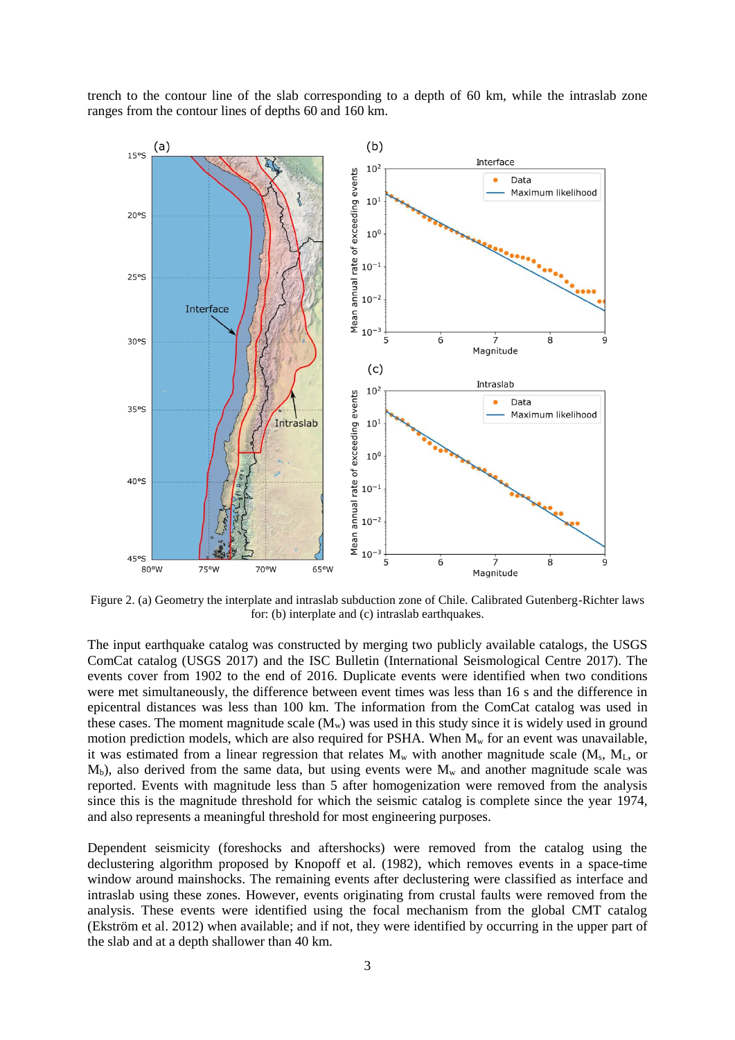trench to the contour line of the slab corresponding to a depth of 60 km, while the intraslab zone ranges from the contour lines of depths 60 and 160 km.

Figure 2. (a) Geometry the interplate and intraslab subduction zone of Chile. Calibrated Gutenberg-Richter laws for: (b) interplate and (c) intraslab earthquakes.

The input earthquake catalog was constructed by merging two publicly available catalogs, the USGS ComCat catalog (USGS 2017) and the ISC Bulletin (International Seismological Centre 2017). The events cover from 1902 to the end of 2016. Duplicate events were identified when two conditions were met simultaneously, the difference between event times was less than 16 s and the difference in epicentral distances was less than 100 km. The information from the ComCat catalog was used in these cases. The moment magnitude scale ($M_w$) was used in this study since it is widely used in ground motion prediction models, which are also required for PSHA. When $M_w$ for an event was unavailable, it was estimated from a linear regression that relates $M_w$ with another magnitude scale ($M_s$, $M_L$, or $M_b$), also derived from the same data, but using events were $M_w$ and another magnitude scale was reported. Events with magnitude less than 5 after homogenization were removed from the analysis since this is the magnitude threshold for which the seismic catalog is complete since the year 1974, and also represents a meaningful threshold for most engineering purposes.

Dependent seismicity (foreshocks and aftershocks) were removed from the catalog using the declustering algorithm proposed by Knopoff et al. (1982), which removes events in a space-time window around mainshocks. The remaining events after declustering were classified as interface and intraslab using these zones. However, events originating from crustal faults were removed from the analysis. These events were identified using the focal mechanism from the global CMT catalog (Ekström et al. 2012) when available; and if not, they were identified by occurring in the upper part of the slab and at a depth shallower than 40 km.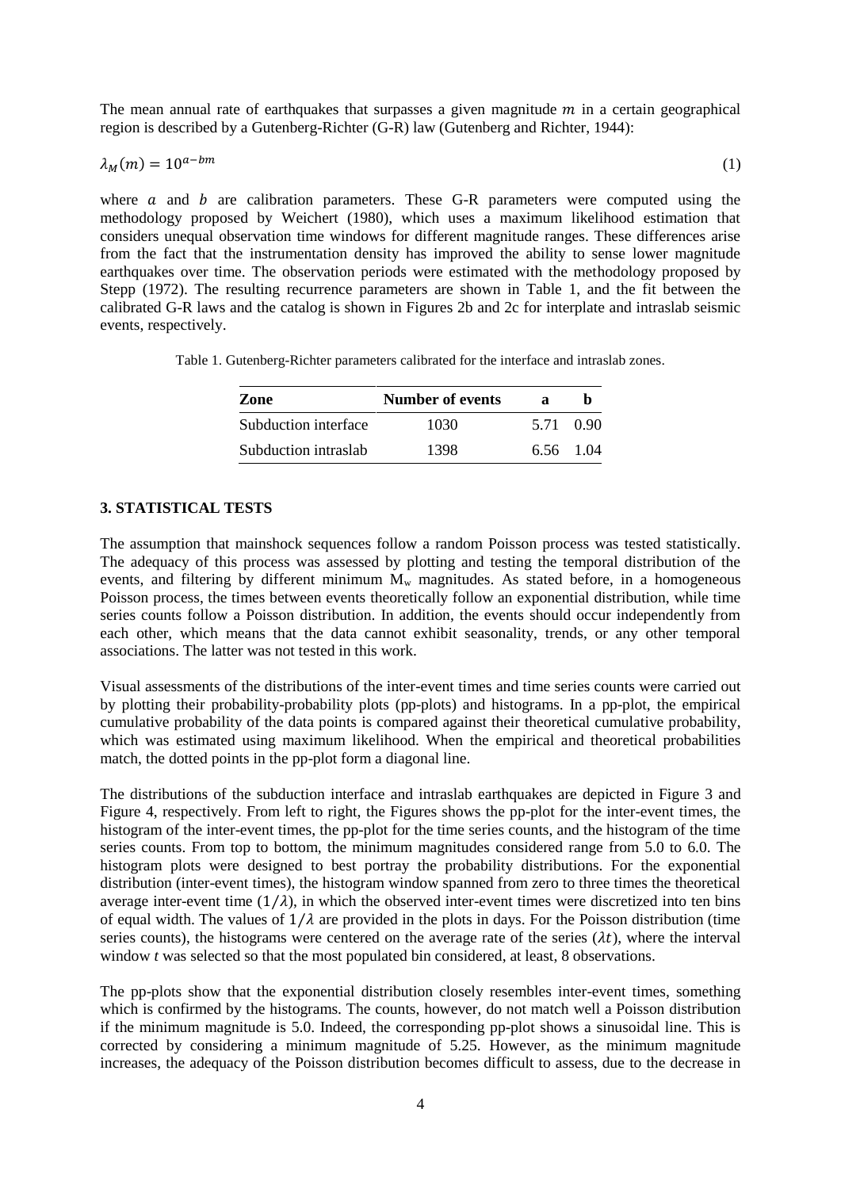The mean annual rate of earthquakes that surpasses a given magnitude $m$ in a certain geographical region is described by a Gutenberg-Richter (G-R) law (Gutenberg and Richter, 1944):

$$\lambda_M(m) = 10^{a-bm} \tag{1}$$

where $a$ and $b$ are calibration parameters. These G-R parameters were computed using the methodology proposed by Weichert (1980), which uses a maximum likelihood estimation that considers unequal observation time windows for different magnitude ranges. These differences arise from the fact that the instrumentation density has improved the ability to sense lower magnitude earthquakes over time. The observation periods were estimated with the methodology proposed by Stepp (1972). The resulting recurrence parameters are shown in Table 1, and the fit between the calibrated G-R laws and the catalog is shown in Figures 2b and 2c for interplate and intraslab seismic events, respectively.

Table 1. Gutenberg-Richter parameters calibrated for the interface and intraslab zones.

| Zone | Number of events | a | b |
|---|---|---|---|
| Subduction interface | 1030 | 5.71 | 0.90 |
| Subduction intraslab | 1398 | 6.56 | 1.04 |

## 3. STATISTICAL TESTS

The assumption that mainshock sequences follow a random Poisson process was tested statistically. The adequacy of this process was assessed by plotting and testing the temporal distribution of the events, and filtering by different minimum $M_w$ magnitudes. As stated before, in a homogeneous Poisson process, the times between events theoretically follow an exponential distribution, while time series counts follow a Poisson distribution. In addition, the events should occur independently from each other, which means that the data cannot exhibit seasonality, trends, or any other temporal associations. The latter was not tested in this work.

Visual assessments of the distributions of the inter-event times and time series counts were carried out by plotting their probability-probability plots (pp-plots) and histograms. In a pp-plot, the empirical cumulative probability of the data points is compared against their theoretical cumulative probability, which was estimated using maximum likelihood. When the empirical and theoretical probabilities match, the dotted points in the pp-plot form a diagonal line.

The distributions of the subduction interface and intraslab earthquakes are depicted in Figure 3 and Figure 4, respectively. From left to right, the Figures shows the pp-plot for the inter-event times, the histogram of the inter-event times, the pp-plot for the time series counts, and the histogram of the time series counts. From top to bottom, the minimum magnitudes considered range from 5.0 to 6.0. The histogram plots were designed to best portray the probability distributions. For the exponential distribution (inter-event times), the histogram window spanned from zero to three times the theoretical average inter-event time ($1/\lambda$), in which the observed inter-event times were discretized into ten bins of equal width. The values of $1/\lambda$ are provided in the plots in days. For the Poisson distribution (time series counts), the histograms were centered on the average rate of the series ($\lambda t$), where the interval window *t* was selected so that the most populated bin considered, at least, 8 observations.

The pp-plots show that the exponential distribution closely resembles inter-event times, something which is confirmed by the histograms. The counts, however, do not match well a Poisson distribution if the minimum magnitude is 5.0. Indeed, the corresponding pp-plot shows a sinusoidal line. This is corrected by considering a minimum magnitude of 5.25. However, as the minimum magnitude increases, the adequacy of the Poisson distribution becomes difficult to assess, due to the decrease in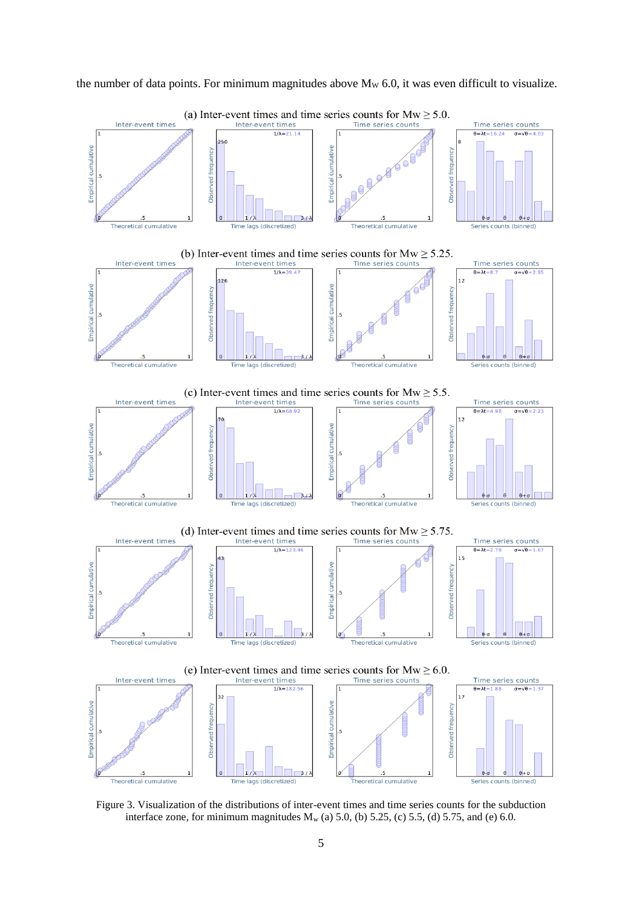the number of data points. For minimum magnitudes above $M_W$ 6.0, it was even difficult to visualize.

(a) Inter-event times and time series counts for $Mw \geq 5.0$.

(b) Inter-event times and time series counts for $Mw \geq 5.25$.

(c) Inter-event times and time series counts for $Mw \geq 5.5$.

(d) Inter-event times and time series counts for $Mw \geq 5.75$.

(e) Inter-event times and time series counts for $Mw \geq 6.0$.

Figure 3. Visualization of the distributions of inter-event times and time series counts for the subduction interface zone, for minimum magnitudes $M_w$ (a) 5.0, (b) 5.25, (c) 5.5, (d) 5.75, and (e) 6.0.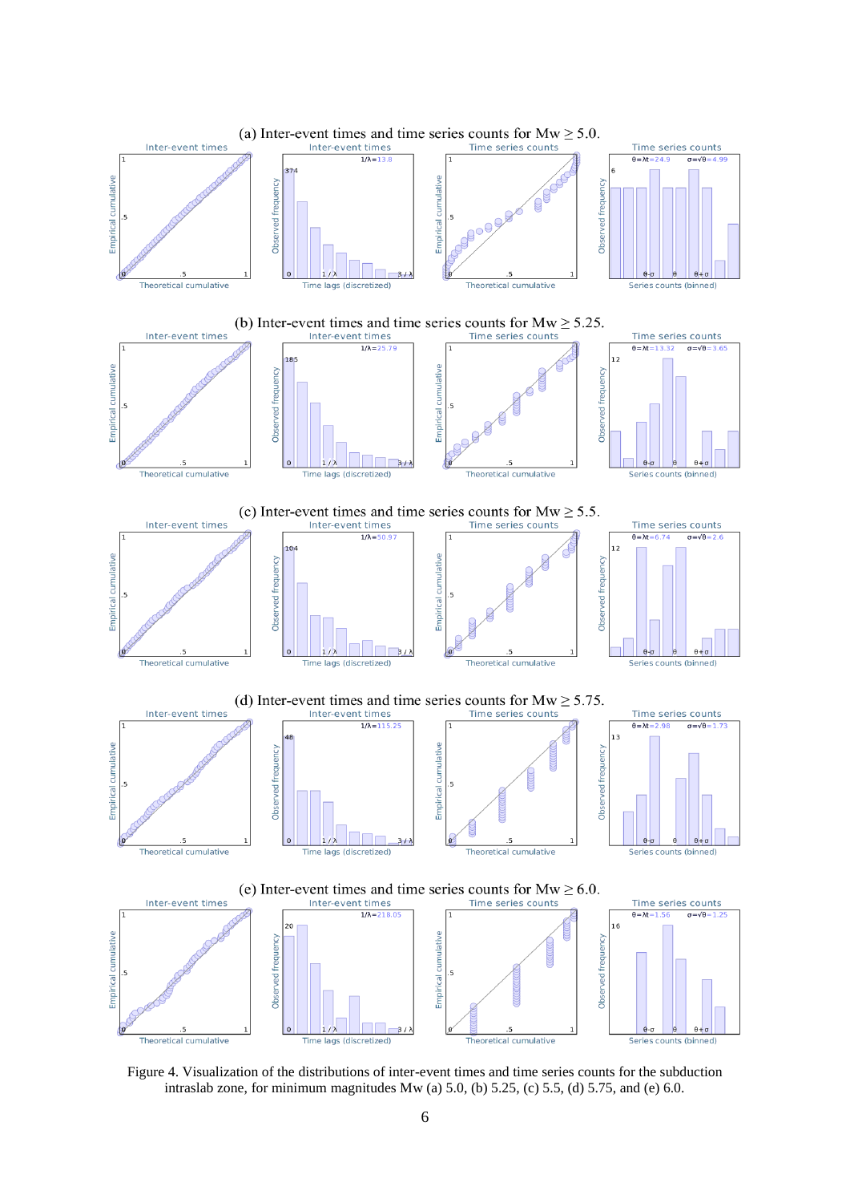(a) Inter-event times and time series counts for Mw ≥ 5.0.

(b) Inter-event times and time series counts for Mw ≥ 5.25.

(c) Inter-event times and time series counts for Mw ≥ 5.5.

(d) Inter-event times and time series counts for Mw ≥ 5.75.

(e) Inter-event times and time series counts for Mw ≥ 6.0.

Figure 4. Visualization of the distributions of inter-event times and time series counts for the subduction intraslab zone, for minimum magnitudes Mw (a) 5.0, (b) 5.25, (c) 5.5, (d) 5.75, and (e) 6.0.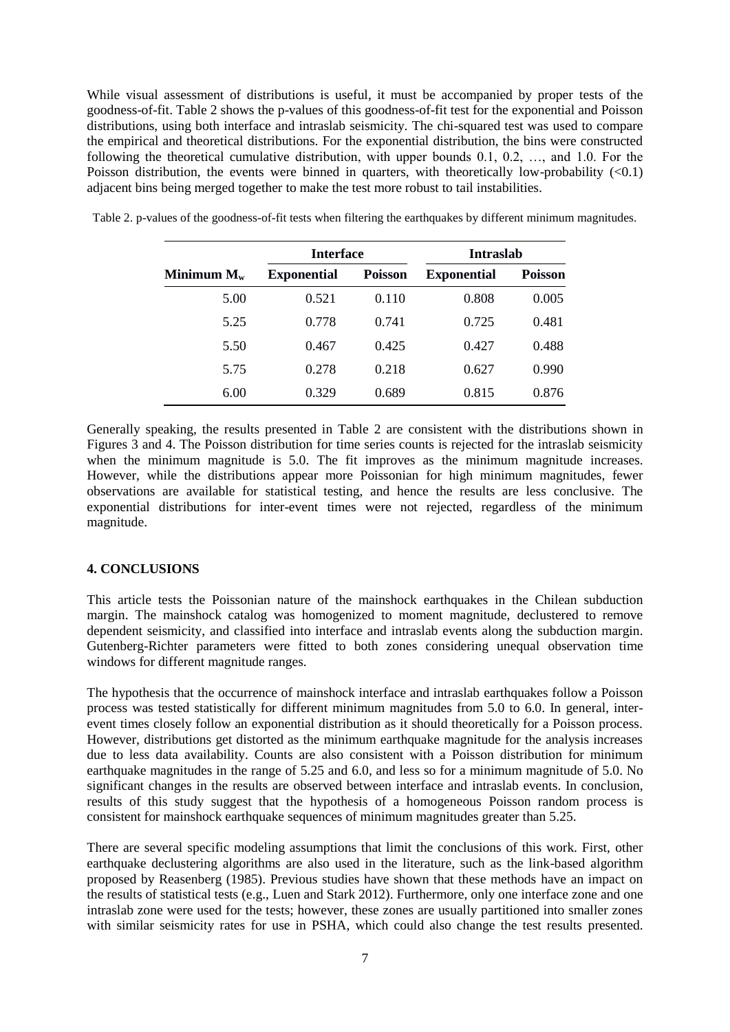While visual assessment of distributions is useful, it must be accompanied by proper tests of the goodness-of-fit. Table 2 shows the p-values of this goodness-of-fit test for the exponential and Poisson distributions, using both interface and intraslab seismicity. The chi-squared test was used to compare the empirical and theoretical distributions. For the exponential distribution, the bins were constructed following the theoretical cumulative distribution, with upper bounds 0.1, 0.2, …, and 1.0. For the Poisson distribution, the events were binned in quarters, with theoretically low-probability (<0.1) adjacent bins being merged together to make the test more robust to tail instabilities.

Table 2. p-values of the goodness-of-fit tests when filtering the earthquakes by different minimum magnitudes.

| | Interface | | Intraslab | |
|---|---|---|---|---|
| **Minimum $M_w$** | **Exponential** | **Poisson** | **Exponential** | **Poisson** |
| 5.00 | 0.521 | 0.110 | 0.808 | 0.005 |
| 5.25 | 0.778 | 0.741 | 0.725 | 0.481 |
| 5.50 | 0.467 | 0.425 | 0.427 | 0.488 |
| 5.75 | 0.278 | 0.218 | 0.627 | 0.990 |
| 6.00 | 0.329 | 0.689 | 0.815 | 0.876 |

Generally speaking, the results presented in Table 2 are consistent with the distributions shown in Figures 3 and 4. The Poisson distribution for time series counts is rejected for the intraslab seismicity when the minimum magnitude is 5.0. The fit improves as the minimum magnitude increases. However, while the distributions appear more Poissonian for high minimum magnitudes, fewer observations are available for statistical testing, and hence the results are less conclusive. The exponential distributions for inter-event times were not rejected, regardless of the minimum magnitude.

## 4. CONCLUSIONS

This article tests the Poissonian nature of the mainshock earthquakes in the Chilean subduction margin. The mainshock catalog was homogenized to moment magnitude, declustered to remove dependent seismicity, and classified into interface and intraslab events along the subduction margin. Gutenberg-Richter parameters were fitted to both zones considering unequal observation time windows for different magnitude ranges.

The hypothesis that the occurrence of mainshock interface and intraslab earthquakes follow a Poisson process was tested statistically for different minimum magnitudes from 5.0 to 6.0. In general, inter-event times closely follow an exponential distribution as it should theoretically for a Poisson process. However, distributions get distorted as the minimum earthquake magnitude for the analysis increases due to less data availability. Counts are also consistent with a Poisson distribution for minimum earthquake magnitudes in the range of 5.25 and 6.0, and less so for a minimum magnitude of 5.0. No significant changes in the results are observed between interface and intraslab events. In conclusion, results of this study suggest that the hypothesis of a homogeneous Poisson random process is consistent for mainshock earthquake sequences of minimum magnitudes greater than 5.25.

There are several specific modeling assumptions that limit the conclusions of this work. First, other earthquake declustering algorithms are also used in the literature, such as the link-based algorithm proposed by Reasenberg (1985). Previous studies have shown that these methods have an impact on the results of statistical tests (e.g., Luen and Stark 2012). Furthermore, only one interface zone and one intraslab zone were used for the tests; however, these zones are usually partitioned into smaller zones with similar seismicity rates for use in PSHA, which could also change the test results presented.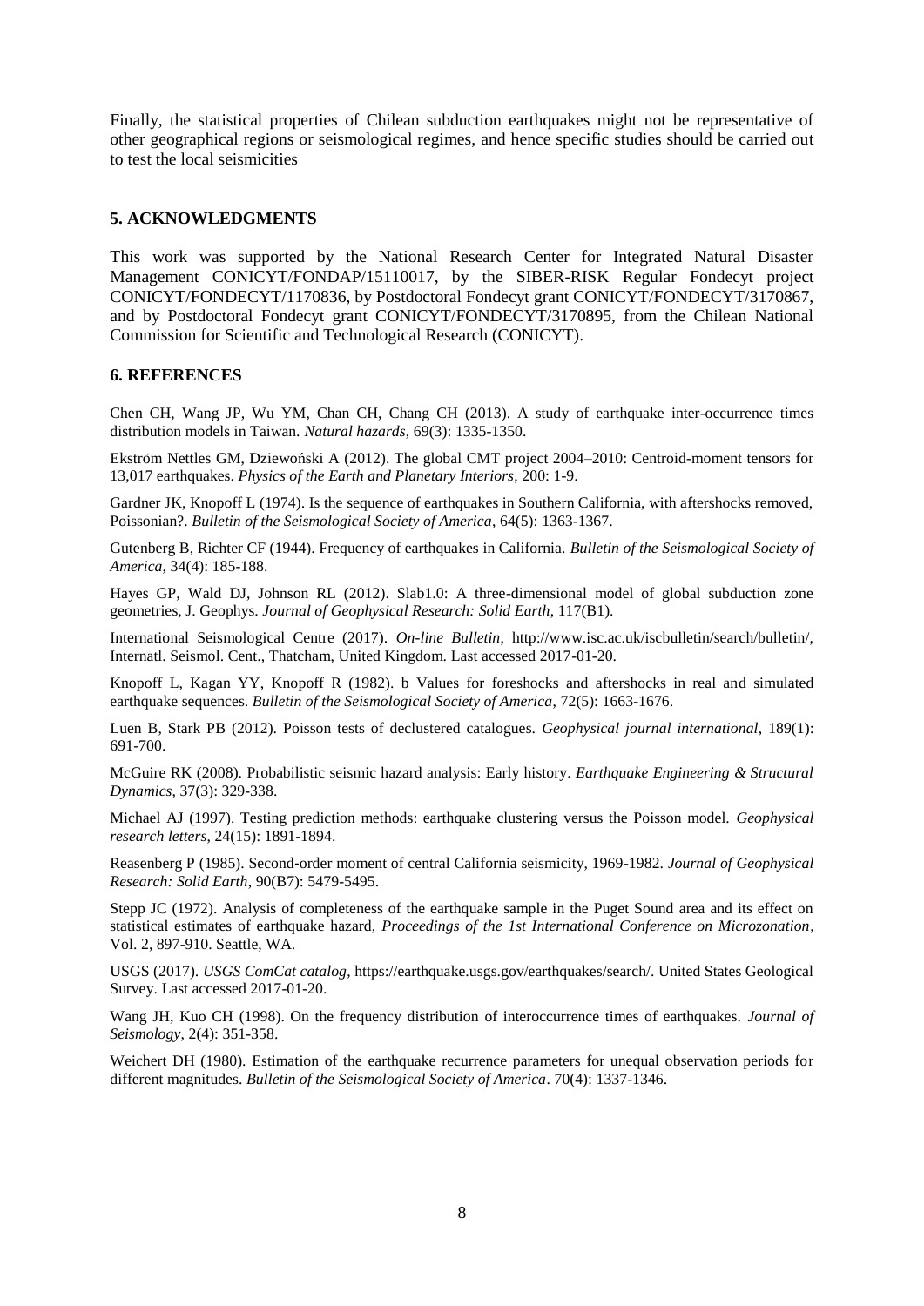Finally, the statistical properties of Chilean subduction earthquakes might not be representative of other geographical regions or seismological regimes, and hence specific studies should be carried out to test the local seismicities

## 5. ACKNOWLEDGMENTS

This work was supported by the National Research Center for Integrated Natural Disaster Management CONICYT/FONDAP/15110017, by the SIBER-RISK Regular Fondecyt project CONICYT/FONDECYT/1170836, by Postdoctoral Fondecyt grant CONICYT/FONDECYT/3170867, and by Postdoctoral Fondecyt grant CONICYT/FONDECYT/3170895, from the Chilean National Commission for Scientific and Technological Research (CONICYT).

## 6. REFERENCES

Chen CH, Wang JP, Wu YM, Chan CH, Chang CH (2013). A study of earthquake inter-occurrence times distribution models in Taiwan. *Natural hazards*, 69(3): 1335-1350.

Ekström Nettles GM, Dziewoński A (2012). The global CMT project 2004–2010: Centroid-moment tensors for 13,017 earthquakes. *Physics of the Earth and Planetary Interiors*, 200: 1-9.

Gardner JK, Knopoff L (1974). Is the sequence of earthquakes in Southern California, with aftershocks removed, Poissonian?. *Bulletin of the Seismological Society of America*, 64(5): 1363-1367.

Gutenberg B, Richter CF (1944). Frequency of earthquakes in California. *Bulletin of the Seismological Society of America*, 34(4): 185-188.

Hayes GP, Wald DJ, Johnson RL (2012). Slab1.0: A three-dimensional model of global subduction zone geometries, J. Geophys. *Journal of Geophysical Research: Solid Earth*, 117(B1).

International Seismological Centre (2017). *On-line Bulletin*, http://www.isc.ac.uk/iscbulletin/search/bulletin/, Internatl. Seismol. Cent., Thatcham, United Kingdom. Last accessed 2017-01-20.

Knopoff L, Kagan YY, Knopoff R (1982). b Values for foreshocks and aftershocks in real and simulated earthquake sequences. *Bulletin of the Seismological Society of America*, 72(5): 1663-1676.

Luen B, Stark PB (2012). Poisson tests of declustered catalogues. *Geophysical journal international*, 189(1): 691-700.

McGuire RK (2008). Probabilistic seismic hazard analysis: Early history. *Earthquake Engineering & Structural Dynamics*, 37(3): 329-338.

Michael AJ (1997). Testing prediction methods: earthquake clustering versus the Poisson model. *Geophysical research letters*, 24(15): 1891-1894.

Reasenberg P (1985). Second-order moment of central California seismicity, 1969-1982. *Journal of Geophysical Research: Solid Earth*, 90(B7): 5479-5495.

Stepp JC (1972). Analysis of completeness of the earthquake sample in the Puget Sound area and its effect on statistical estimates of earthquake hazard, *Proceedings of the 1st International Conference on Microzonation*, Vol. 2, 897-910. Seattle, WA.

USGS (2017). *USGS ComCat catalog*, https://earthquake.usgs.gov/earthquakes/search/. United States Geological Survey. Last accessed 2017-01-20.

Wang JH, Kuo CH (1998). On the frequency distribution of interoccurrence times of earthquakes. *Journal of Seismology*, 2(4): 351-358.

Weichert DH (1980). Estimation of the earthquake recurrence parameters for unequal observation periods for different magnitudes. *Bulletin of the Seismological Society of America*. 70(4): 1337-1346.